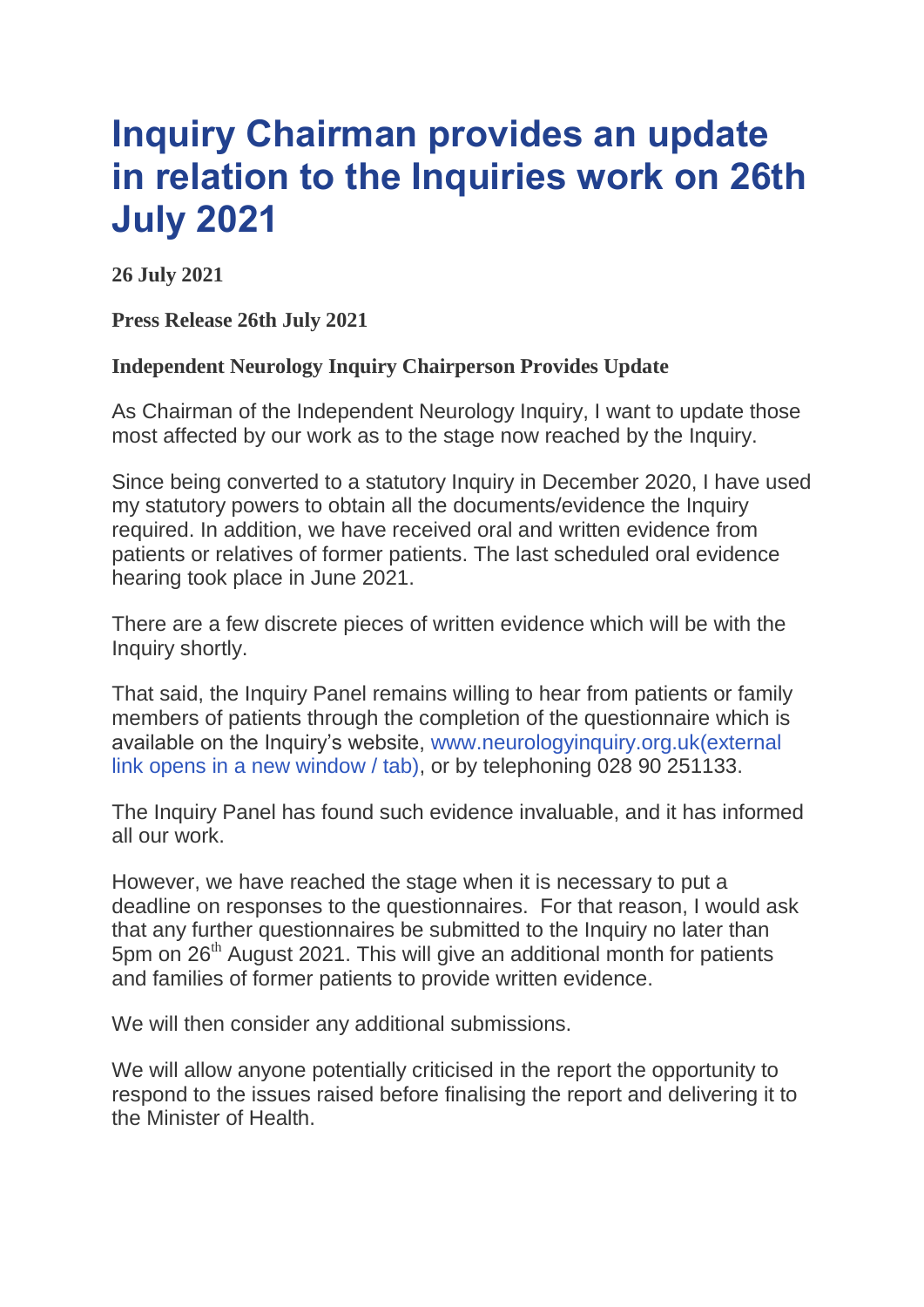# Inquiry Chairman provides an update in relation to the Inquiries work on 26th July 2021

**26 July 2021**

**Press Release 26th July 2021**

**Independent Neurology Inquiry Chairperson Provides Update**

As Chairman of the Independent Neurology Inquiry, I want to update those most affected by our work as to the stage now reached by the Inquiry.

Since being converted to a statutory Inquiry in December 2020, I have used my statutory powers to obtain all the documents/evidence the Inquiry required. In addition, we have received oral and written evidence from patients or relatives of former patients. The last scheduled oral evidence hearing took place in June 2021.

There are a few discrete pieces of written evidence which will be with the Inquiry shortly.

That said, the Inquiry Panel remains willing to hear from patients or family members of patients through the completion of the questionnaire which is available on the Inquiry's website, www.neurologyinquiry.org.uk(external link opens in a new window / tab), or by telephoning 028 90 251133.

The Inquiry Panel has found such evidence invaluable, and it has informed all our work.

However, we have reached the stage when it is necessary to put a deadline on responses to the questionnaires. For that reason, I would ask that any further questionnaires be submitted to the Inquiry no later than 5pm on 26th August 2021. This will give an additional month for patients and families of former patients to provide written evidence.

We will then consider any additional submissions.

We will allow anyone potentially criticised in the report the opportunity to respond to the issues raised before finalising the report and delivering it to the Minister of Health.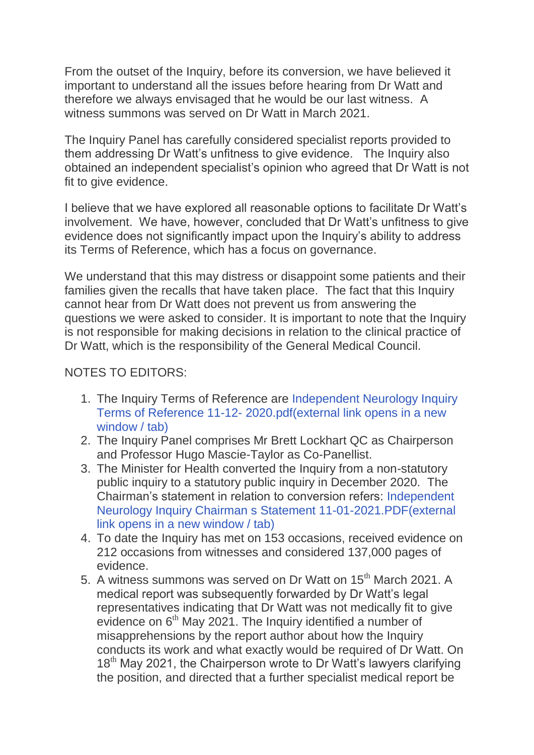From the outset of the Inquiry, before its conversion, we have believed it important to understand all the issues before hearing from Dr Watt and therefore we always envisaged that he would be our last witness. A witness summons was served on Dr Watt in March 2021.

The Inquiry Panel has carefully considered specialist reports provided to them addressing Dr Watt's unfitness to give evidence. The Inquiry also obtained an independent specialist's opinion who agreed that Dr Watt is not fit to give evidence.

I believe that we have explored all reasonable options to facilitate Dr Watt's involvement. We have, however, concluded that Dr Watt's unfitness to give evidence does not significantly impact upon the Inquiry's ability to address its Terms of Reference, which has a focus on governance.

We understand that this may distress or disappoint some patients and their families given the recalls that have taken place. The fact that this Inquiry cannot hear from Dr Watt does not prevent us from answering the questions we were asked to consider. It is important to note that the Inquiry is not responsible for making decisions in relation to the clinical practice of Dr Watt, which is the responsibility of the General Medical Council.

NOTES TO EDITORS:

1. The Inquiry Terms of Reference are Independent Neurology Inquiry Terms of Reference 11-12- 2020.pdf(external link opens in a new window / tab)
2. The Inquiry Panel comprises Mr Brett Lockhart QC as Chairperson and Professor Hugo Mascie-Taylor as Co-Panellist.
3. The Minister for Health converted the Inquiry from a non-statutory public inquiry to a statutory public inquiry in December 2020. The Chairman's statement in relation to conversion refers: Independent Neurology Inquiry Chairman s Statement 11-01-2021.PDF(external link opens in a new window / tab)
4. To date the Inquiry has met on 153 occasions, received evidence on 212 occasions from witnesses and considered 137,000 pages of evidence.
5. A witness summons was served on Dr Watt on 15th March 2021. A medical report was subsequently forwarded by Dr Watt's legal representatives indicating that Dr Watt was not medically fit to give evidence on 6th May 2021. The Inquiry identified a number of misapprehensions by the report author about how the Inquiry conducts its work and what exactly would be required of Dr Watt. On 18th May 2021, the Chairperson wrote to Dr Watt's lawyers clarifying the position, and directed that a further specialist medical report be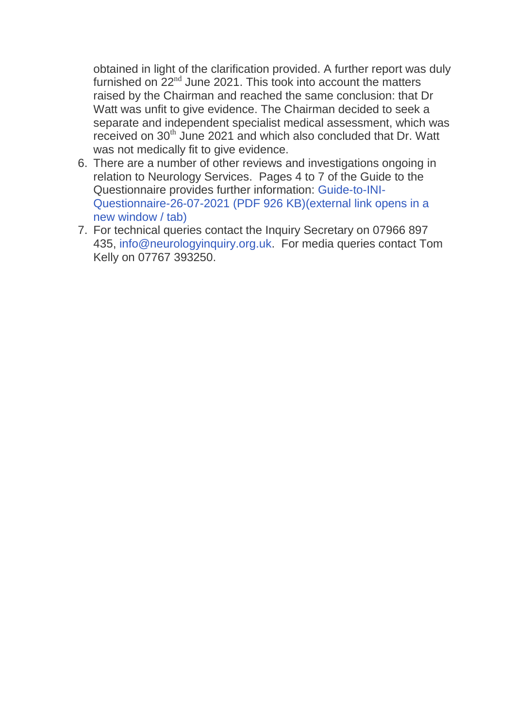obtained in light of the clarification provided. A further report was duly furnished on 22nd June 2021. This took into account the matters raised by the Chairman and reached the same conclusion: that Dr Watt was unfit to give evidence. The Chairman decided to seek a separate and independent specialist medical assessment, which was received on 30th June 2021 and which also concluded that Dr. Watt was not medically fit to give evidence.

6. There are a number of other reviews and investigations ongoing in relation to Neurology Services. Pages 4 to 7 of the Guide to the Questionnaire provides further information: Guide-to-INI-Questionnaire-26-07-2021 (PDF 926 KB)(external link opens in a new window / tab)
7. For technical queries contact the Inquiry Secretary on 07966 897 435, info@neurologyinquiry.org.uk. For media queries contact Tom Kelly on 07767 393250.